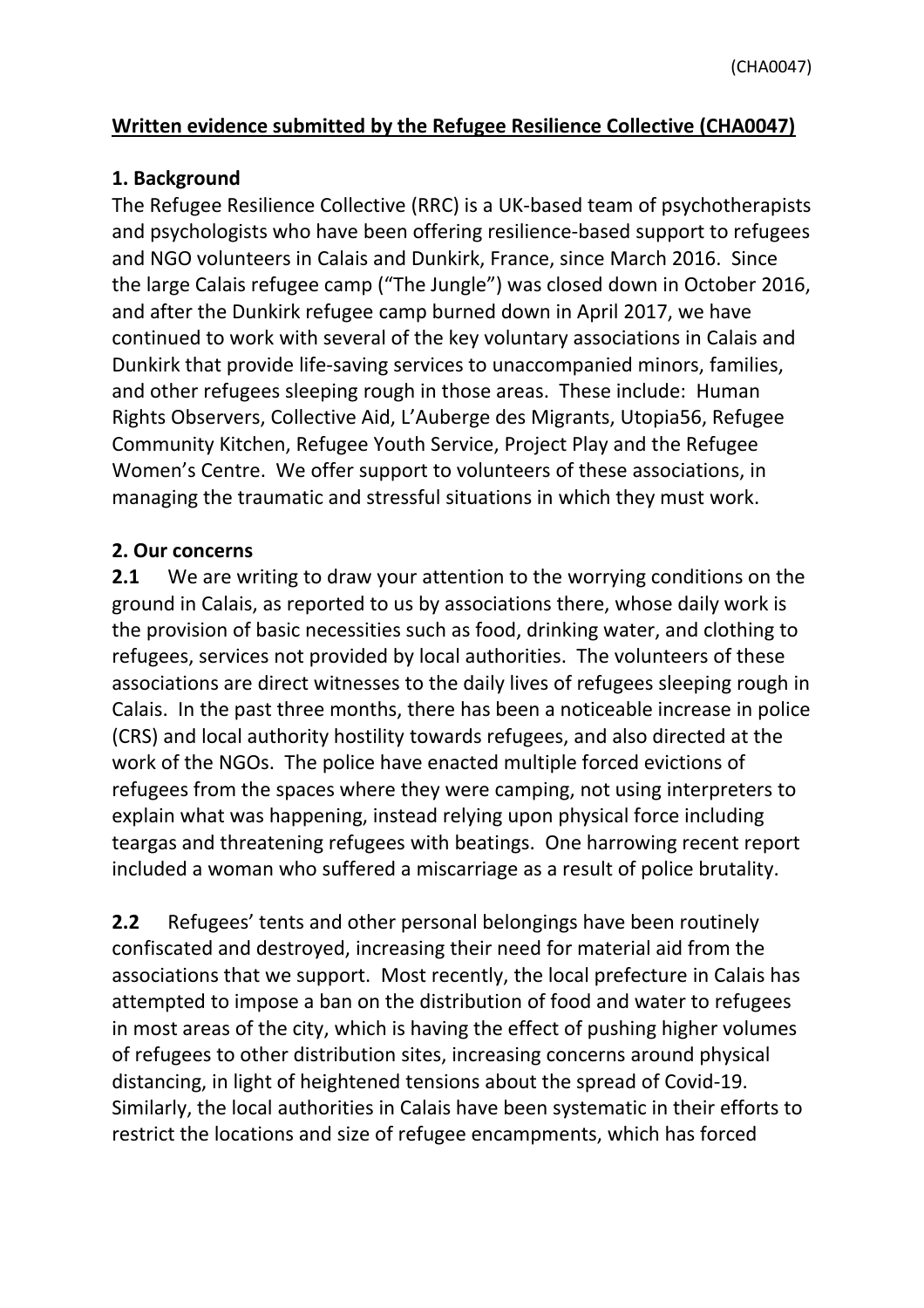**Written evidence submitted by the Refugee Resilience Collective (CHA0047)**

## 1. Background

The Refugee Resilience Collective (RRC) is a UK-based team of psychotherapists and psychologists who have been offering resilience-based support to refugees and NGO volunteers in Calais and Dunkirk, France, since March 2016. Since the large Calais refugee camp ("The Jungle") was closed down in October 2016, and after the Dunkirk refugee camp burned down in April 2017, we have continued to work with several of the key voluntary associations in Calais and Dunkirk that provide life-saving services to unaccompanied minors, families, and other refugees sleeping rough in those areas. These include: Human Rights Observers, Collective Aid, L'Auberge des Migrants, Utopia56, Refugee Community Kitchen, Refugee Youth Service, Project Play and the Refugee Women's Centre. We offer support to volunteers of these associations, in managing the traumatic and stressful situations in which they must work.

## 2. Our concerns

**2.1** We are writing to draw your attention to the worrying conditions on the ground in Calais, as reported to us by associations there, whose daily work is the provision of basic necessities such as food, drinking water, and clothing to refugees, services not provided by local authorities. The volunteers of these associations are direct witnesses to the daily lives of refugees sleeping rough in Calais. In the past three months, there has been a noticeable increase in police (CRS) and local authority hostility towards refugees, and also directed at the work of the NGOs. The police have enacted multiple forced evictions of refugees from the spaces where they were camping, not using interpreters to explain what was happening, instead relying upon physical force including teargas and threatening refugees with beatings. One harrowing recent report included a woman who suffered a miscarriage as a result of police brutality.

**2.2** Refugees' tents and other personal belongings have been routinely confiscated and destroyed, increasing their need for material aid from the associations that we support. Most recently, the local prefecture in Calais has attempted to impose a ban on the distribution of food and water to refugees in most areas of the city, which is having the effect of pushing higher volumes of refugees to other distribution sites, increasing concerns around physical distancing, in light of heightened tensions about the spread of Covid-19. Similarly, the local authorities in Calais have been systematic in their efforts to restrict the locations and size of refugee encampments, which has forced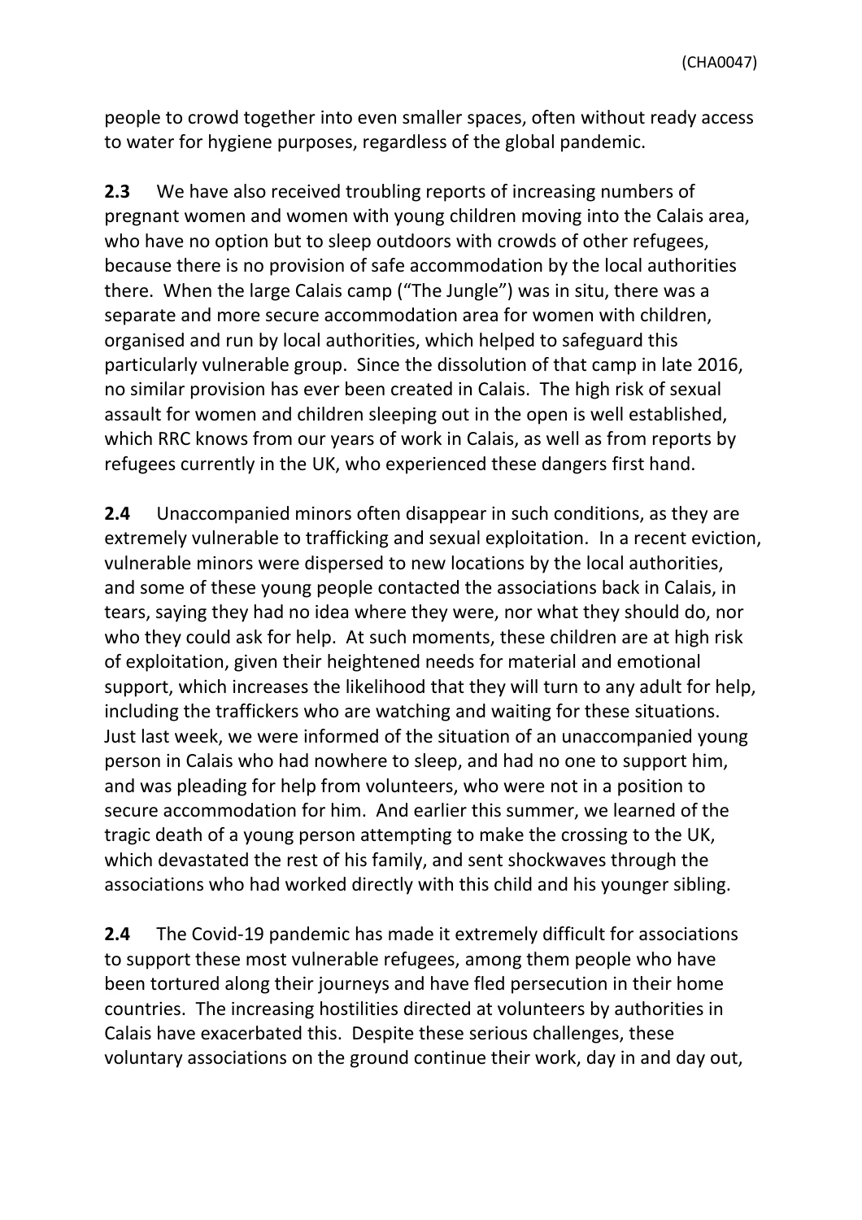people to crowd together into even smaller spaces, often without ready access to water for hygiene purposes, regardless of the global pandemic.

**2.3** We have also received troubling reports of increasing numbers of pregnant women and women with young children moving into the Calais area, who have no option but to sleep outdoors with crowds of other refugees, because there is no provision of safe accommodation by the local authorities there. When the large Calais camp ("The Jungle") was in situ, there was a separate and more secure accommodation area for women with children, organised and run by local authorities, which helped to safeguard this particularly vulnerable group. Since the dissolution of that camp in late 2016, no similar provision has ever been created in Calais. The high risk of sexual assault for women and children sleeping out in the open is well established, which RRC knows from our years of work in Calais, as well as from reports by refugees currently in the UK, who experienced these dangers first hand.

**2.4** Unaccompanied minors often disappear in such conditions, as they are extremely vulnerable to trafficking and sexual exploitation. In a recent eviction, vulnerable minors were dispersed to new locations by the local authorities, and some of these young people contacted the associations back in Calais, in tears, saying they had no idea where they were, nor what they should do, nor who they could ask for help. At such moments, these children are at high risk of exploitation, given their heightened needs for material and emotional support, which increases the likelihood that they will turn to any adult for help, including the traffickers who are watching and waiting for these situations. Just last week, we were informed of the situation of an unaccompanied young person in Calais who had nowhere to sleep, and had no one to support him, and was pleading for help from volunteers, who were not in a position to secure accommodation for him. And earlier this summer, we learned of the tragic death of a young person attempting to make the crossing to the UK, which devastated the rest of his family, and sent shockwaves through the associations who had worked directly with this child and his younger sibling.

**2.4** The Covid-19 pandemic has made it extremely difficult for associations to support these most vulnerable refugees, among them people who have been tortured along their journeys and have fled persecution in their home countries. The increasing hostilities directed at volunteers by authorities in Calais have exacerbated this. Despite these serious challenges, these voluntary associations on the ground continue their work, day in and day out,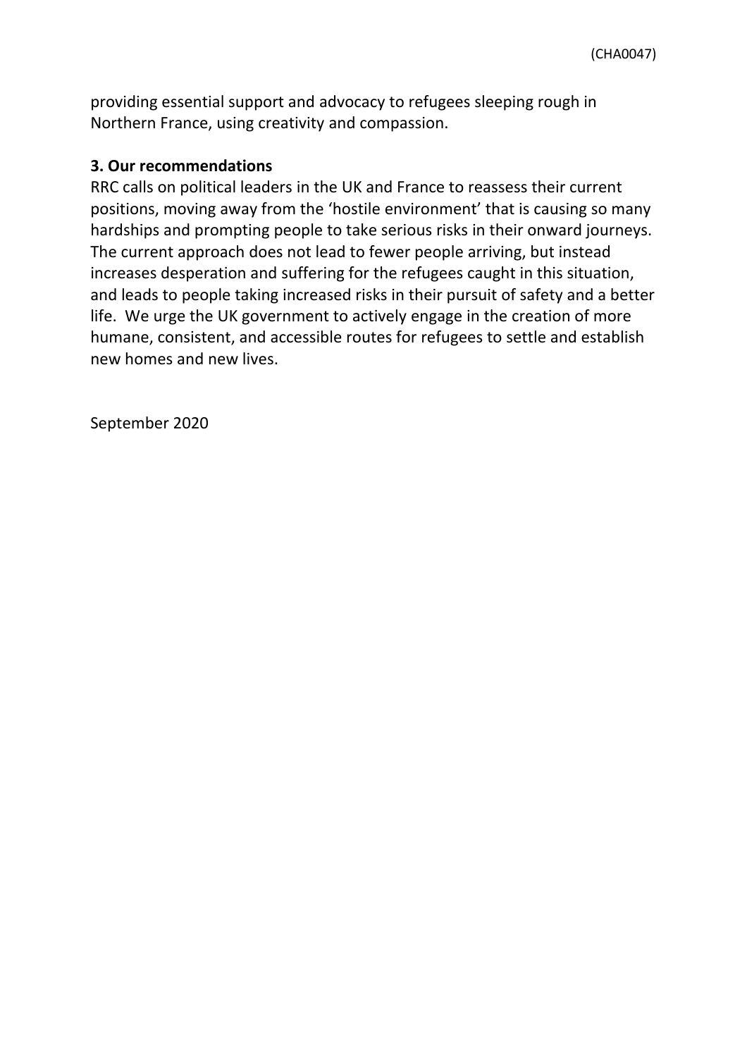providing essential support and advocacy to refugees sleeping rough in Northern France, using creativity and compassion.

### 3. Our recommendations

RRC calls on political leaders in the UK and France to reassess their current positions, moving away from the 'hostile environment' that is causing so many hardships and prompting people to take serious risks in their onward journeys. The current approach does not lead to fewer people arriving, but instead increases desperation and suffering for the refugees caught in this situation, and leads to people taking increased risks in their pursuit of safety and a better life. We urge the UK government to actively engage in the creation of more humane, consistent, and accessible routes for refugees to settle and establish new homes and new lives.

September 2020